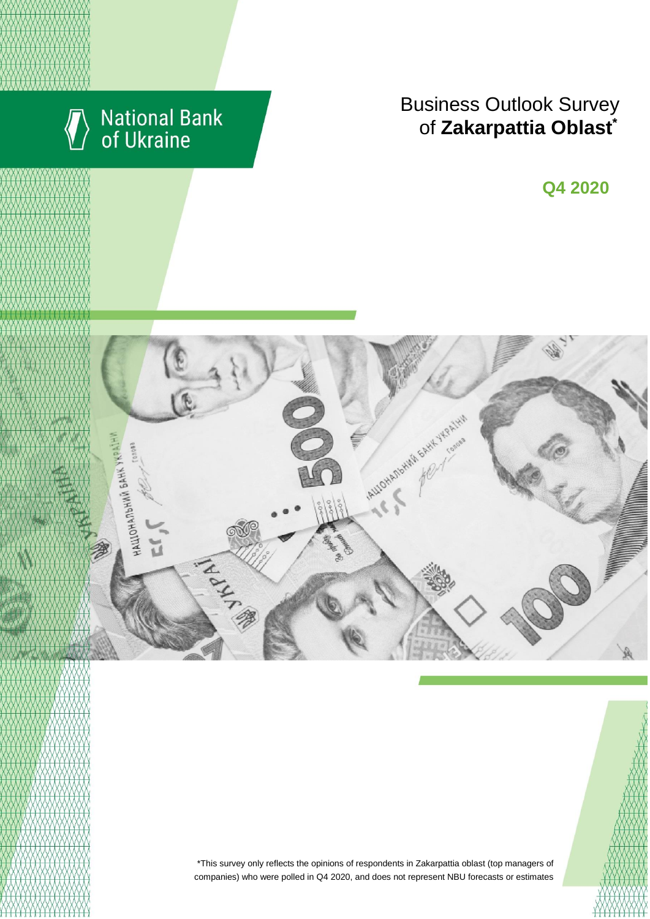National Bank of Ukraine

# Business Outlook Survey of **Zakarpattia Oblast***

## Q4 2020

*This survey only reflects the opinions of respondents in Zakarpattia oblast (top managers of companies) who were polled in Q4 2020, and does not represent NBU forecasts or estimates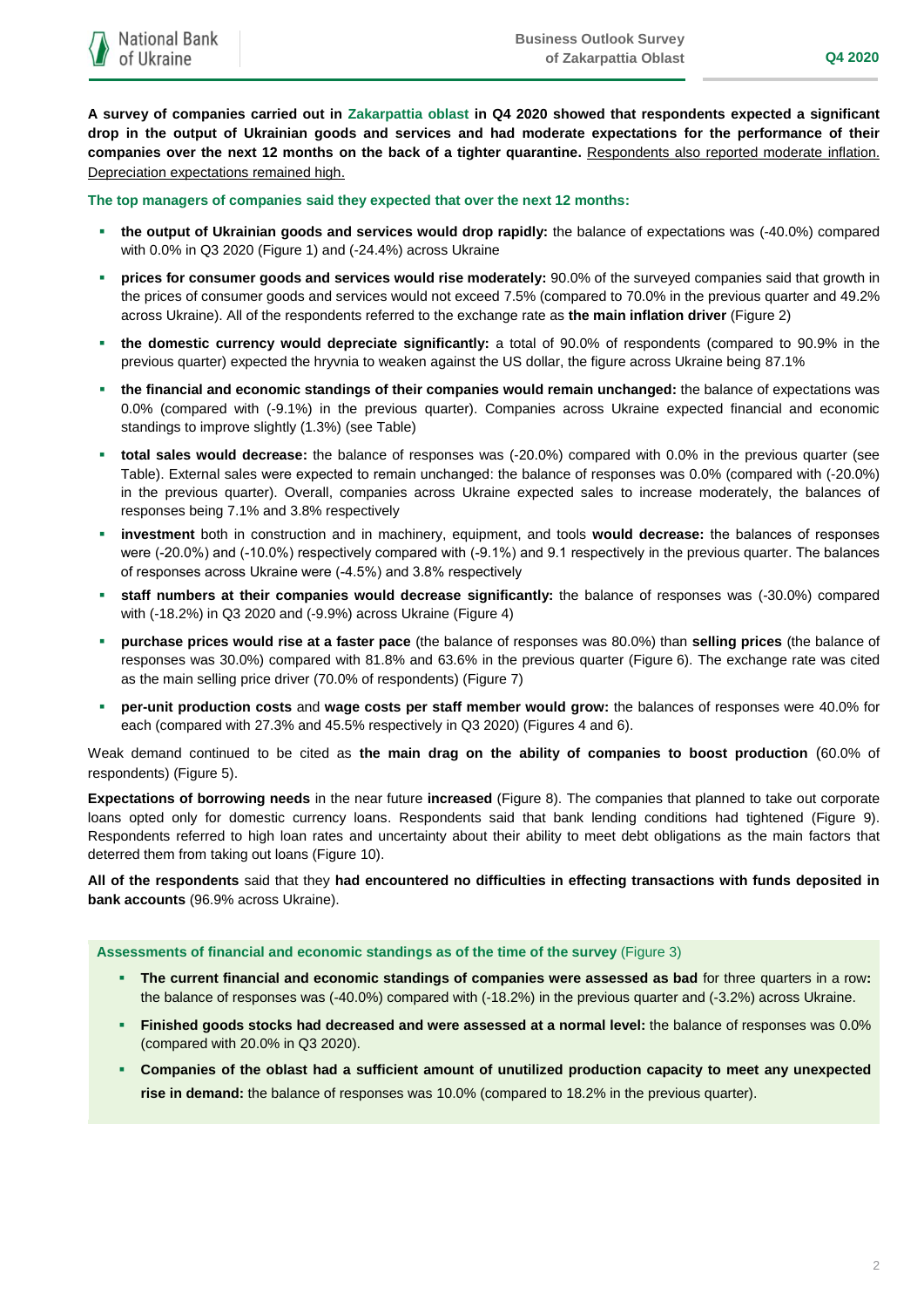**A survey of companies carried out in Zakarpattia oblast in Q4 2020 showed that respondents expected a significant drop in the output of Ukrainian goods and services and had moderate expectations for the performance of their companies over the next 12 months on the back of a tighter quarantine.** Respondents also reported moderate inflation. Depreciation expectations remained high.

**The top managers of companies said they expected that over the next 12 months:**

- **the output of Ukrainian goods and services would drop rapidly:** the balance of expectations was (-40.0%) compared with 0.0% in Q3 2020 (Figure 1) and (-24.4%) across Ukraine
- **prices for consumer goods and services would rise moderately:** 90.0% of the surveyed companies said that growth in the prices of consumer goods and services would not exceed 7.5% (compared to 70.0% in the previous quarter and 49.2% across Ukraine). All of the respondents referred to the exchange rate as **the main inflation driver** (Figure 2)
- **the domestic currency would depreciate significantly:** a total of 90.0% of respondents (compared to 90.9% in the previous quarter) expected the hryvnia to weaken against the US dollar, the figure across Ukraine being 87.1%
- **the financial and economic standings of their companies would remain unchanged:** the balance of expectations was 0.0% (compared with (-9.1%) in the previous quarter). Companies across Ukraine expected financial and economic standings to improve slightly (1.3%) (see Table)
- **total sales would decrease:** the balance of responses was (-20.0%) compared with 0.0% in the previous quarter (see Table). External sales were expected to remain unchanged: the balance of responses was 0.0% (compared with (-20.0%) in the previous quarter). Overall, companies across Ukraine expected sales to increase moderately, the balances of responses being 7.1% and 3.8% respectively
- **investment** both in construction and in machinery, equipment, and tools **would decrease:** the balances of responses were (-20.0%) and (-10.0%) respectively compared with (-9.1%) and 9.1 respectively in the previous quarter. The balances of responses across Ukraine were (-4.5%) and 3.8% respectively
- **staff numbers at their companies would decrease significantly:** the balance of responses was (-30.0%) compared with (-18.2%) in Q3 2020 and (-9.9%) across Ukraine (Figure 4)
- **purchase prices would rise at a faster pace** (the balance of responses was 80.0%) than **selling prices** (the balance of responses was 30.0%) compared with 81.8% and 63.6% in the previous quarter (Figure 6). The exchange rate was cited as the main selling price driver (70.0% of respondents) (Figure 7)
- **per-unit production costs** and **wage costs per staff member would grow:** the balances of responses were 40.0% for each (compared with 27.3% and 45.5% respectively in Q3 2020) (Figures 4 and 6).

Weak demand continued to be cited as **the main drag on the ability of companies to boost production** (60.0% of respondents) (Figure 5).

**Expectations of borrowing needs** in the near future **increased** (Figure 8). The companies that planned to take out corporate loans opted only for domestic currency loans. Respondents said that bank lending conditions had tightened (Figure 9). Respondents referred to high loan rates and uncertainty about their ability to meet debt obligations as the main factors that deterred them from taking out loans (Figure 10).

**All of the respondents** said that they **had encountered no difficulties in effecting transactions with funds deposited in bank accounts** (96.9% across Ukraine).

**Assessments of financial and economic standings as of the time of the survey** (Figure 3)

- **The current financial and economic standings of companies were assessed as bad** for three quarters in a row**:** the balance of responses was (-40.0%) compared with (-18.2%) in the previous quarter and (-3.2%) across Ukraine.
- **Finished goods stocks had decreased and were assessed at a normal level:** the balance of responses was 0.0% (compared with 20.0% in Q3 2020).
- **Companies of the oblast had a sufficient amount of unutilized production capacity to meet any unexpected rise in demand:** the balance of responses was 10.0% (compared to 18.2% in the previous quarter).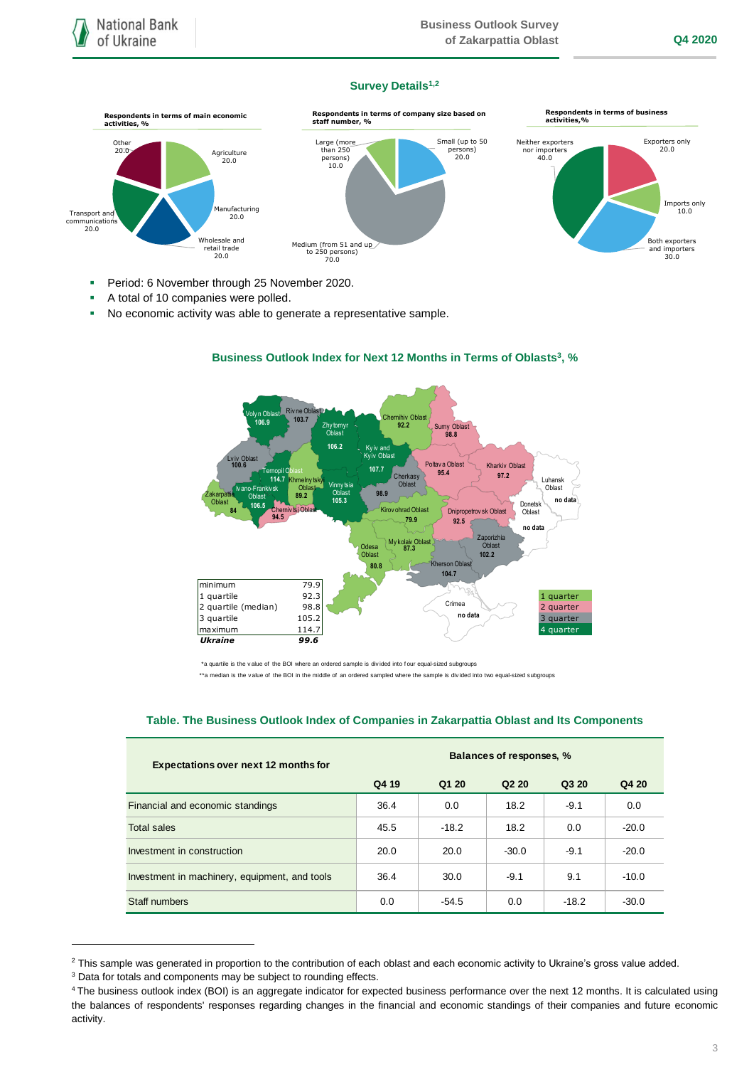## Survey Details[1,2]

**Respondents in terms of main economic activities, %**

- Other 20.0
- Agriculture 20.0
- Manufacturing 20.0
- Wholesale and retail trade 20.0
- Transport and communications 20.0

**Respondents in terms of company size based on staff number, %**

- Large (more than 250 persons) 10.0
- Small (up to 50 persons) 20.0
- Medium (from 51 and up to 250 persons) 70.0

**Respondents in terms of business activities,%**

- Neither exporters nor importers 40.0
- Exporters only 20.0
- Imports only 10.0
- Both exporters and importers 30.0

- Period: 6 November through 25 November 2020.
- A total of 10 companies were polled.
- No economic activity was able to generate a representative sample.

**Business Outlook Index for Next 12 Months in Terms of Oblasts[3], %**

Volyn Oblast 106.9; Rivne Oblast 103.7; Zhytomyr Oblast 106.2; Chernihiv Oblast 92.2; Sumy Oblast 98.8; Kyiv and Kyiv Oblast 107.7; Lviv Oblast 100.6; Ternopil Oblast 114.7; Khmelnytskyi Oblast 89.2; Vinnytsia Oblast 105.3; Cherkasy Oblast 98.9; Poltava Oblast 95.4; Kharkiv Oblast 97.2; Luhansk Oblast no data; Zakarpattia Oblast 84; Ivano-Frankivsk Oblast 106.5; Chernivtsi Oblast 94.5; Kirovohrad Oblast 79.9; Dnipropetrovsk Oblast 92.5; Donetsk Oblast no data; Odesa Oblast 80.8; Mykolaiv Oblast 87.3; Zaporizhia Oblast 102.2; Kherson Oblast 104.7; Crimea no data

| | |
|---|---|
| minimum | 79.9 |
| 1 quartile | 92.3 |
| 2 quartile (median) | 98.8 |
| 3 quartile | 105.2 |
| maximum | 114.7 |
| ***Ukraine*** | ***99.6*** |

Legend: 1 quarter; 2 quarter; 3 quarter; 4 quarter

*a quartile is the value of the BOI where an ordered sample is divided into four equal-sized subgroups

**a median is the value of the BOI in the middle of an ordered sampled where the sample is divided into two equal-sized subgroups

**Table. The Business Outlook Index of Companies in Zakarpattia Oblast and Its Components**

| Expectations over next 12 months for | Balances of responses, % | | | | |
|---|---|---|---|---|---|
| | Q4 19 | Q1 20 | Q2 20 | Q3 20 | Q4 20 |
| Financial and economic standings | 36.4 | 0.0 | 18.2 | -9.1 | 0.0 |
| Total sales | 45.5 | -18.2 | 18.2 | 0.0 | -20.0 |
| Investment in construction | 20.0 | 20.0 | -30.0 | -9.1 | -20.0 |
| Investment in machinery, equipment, and tools | 36.4 | 30.0 | -9.1 | 9.1 | -10.0 |
| Staff numbers | 0.0 | -54.5 | 0.0 | -18.2 | -30.0 |

[2] This sample was generated in proportion to the contribution of each oblast and each economic activity to Ukraine's gross value added.

[3] Data for totals and components may be subject to rounding effects.

[4] The business outlook index (BOI) is an aggregate indicator for expected business performance over the next 12 months. It is calculated using the balances of respondents' responses regarding changes in the financial and economic standings of their companies and future economic activity.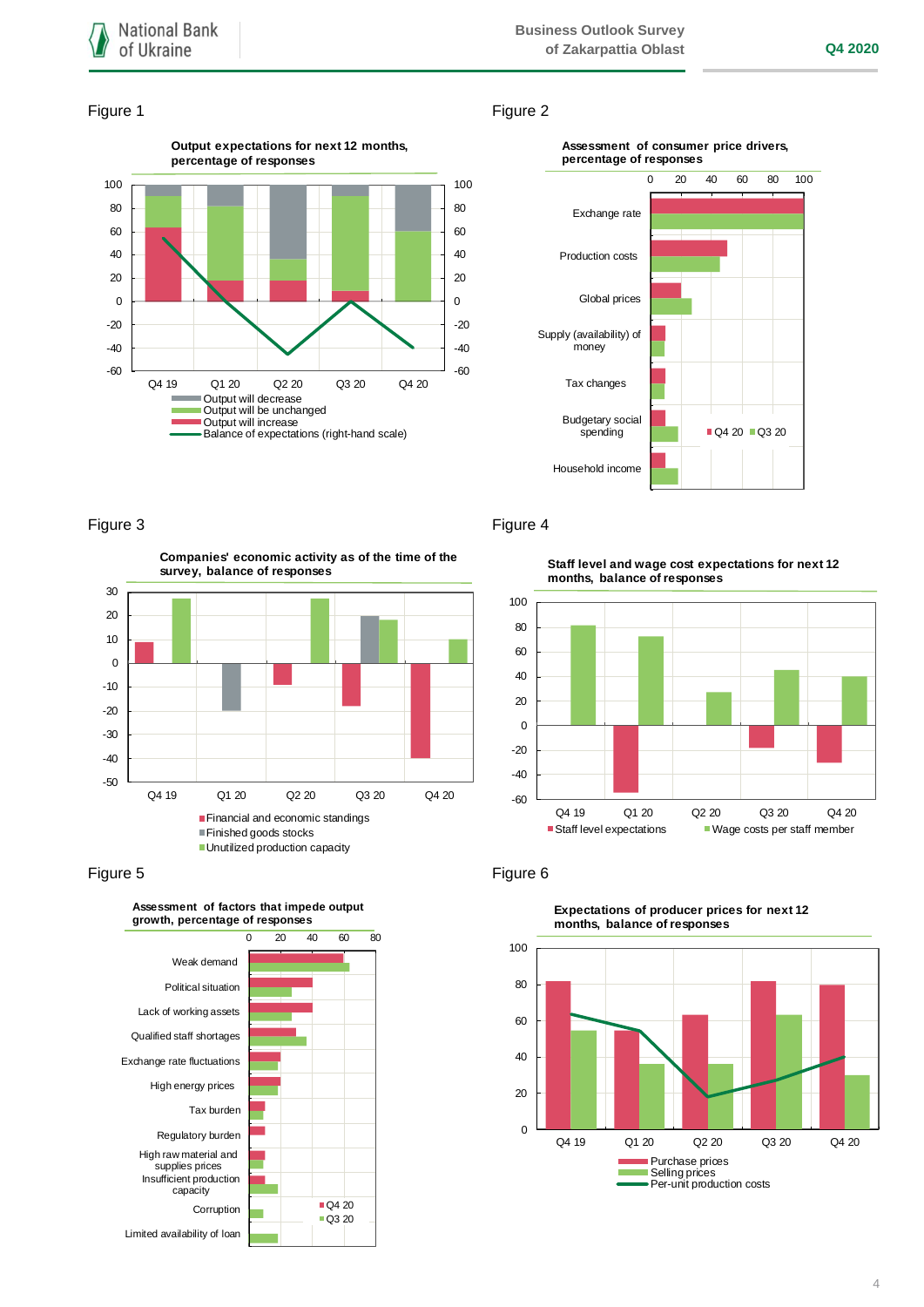Figure 1

**Output expectations for next 12 months, percentage of responses**

Output will decrease
Output will be unchanged
Output will increase
Balance of expectations (right-hand scale)

Figure 2

**Assessment of consumer price drivers, percentage of responses**

Exchange rate
Production costs
Global prices
Supply (availability) of money
Tax changes
Budgetary social spending
Household income

Q4 20 Q3 20

Figure 3

**Companies' economic activity as of the time of the survey, balance of responses**

Financial and economic standings
Finished goods stocks
Unutilized production capacity

Figure 4

**Staff level and wage cost expectations for next 12 months, balance of responses**

Staff level expectations
Wage costs per staff member

Figure 5

**Assessment of factors that impede output growth, percentage of responses**

Weak demand
Political situation
Lack of working assets
Qualified staff shortages
Exchange rate fluctuations
High energy prices
Tax burden
Regulatory burden
High raw material and supplies prices
Insufficient production capacity
Corruption
Limited availability of loan

Q4 20 Q3 20

Figure 6

**Expectations of producer prices for next 12 months, balance of responses**

Purchase prices
Selling prices
Per-unit production costs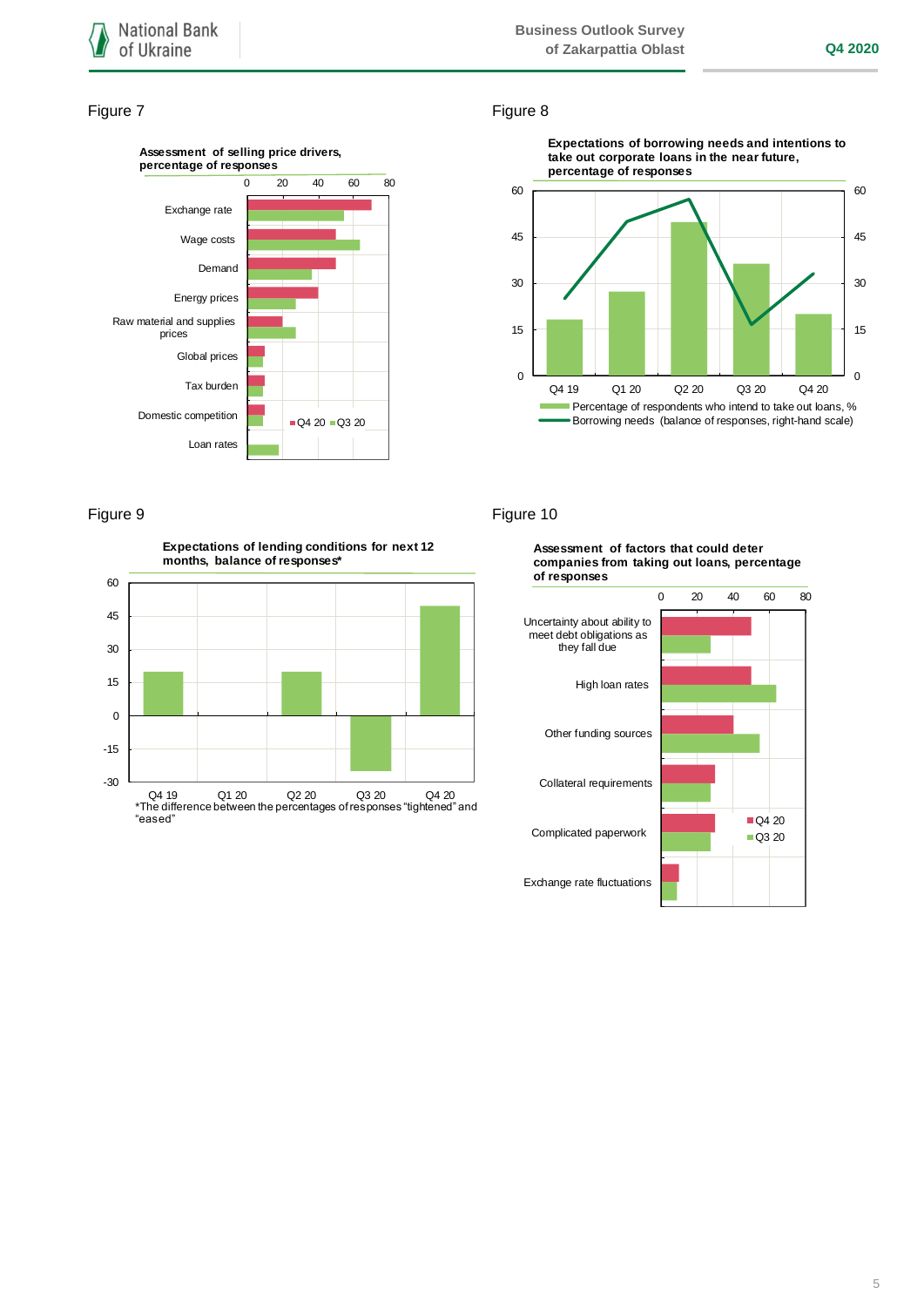Figure 7

**Assessment of selling price drivers, percentage of responses**

0 20 40 60 80

Exchange rate

Wage costs

Demand

Energy prices

Raw material and supplies prices

Global prices

Tax burden

Domestic competition

Loan rates

Q4 20 Q3 20

Figure 8

**Expectations of borrowing needs and intentions to take out corporate loans in the near future, percentage of responses**

60 45 30 15 0

Q4 19 Q1 20 Q2 20 Q3 20 Q4 20

Percentage of respondents who intend to take out loans, %

Borrowing needs (balance of responses, right-hand scale)

Figure 9

**Expectations of lending conditions for next 12 months, balance of responses***

60 45 30 15 0 -15 -30

Q4 19 Q1 20 Q2 20 Q3 20 Q4 20

*The difference between the percentages of responses "tightened" and "eased"

Figure 10

**Assessment of factors that could deter companies from taking out loans, percentage of responses**

0 20 40 60 80

Uncertainty about ability to meet debt obligations as they fall due

High loan rates

Other funding sources

Collateral requirements

Complicated paperwork

Exchange rate fluctuations

Q4 20 Q3 20